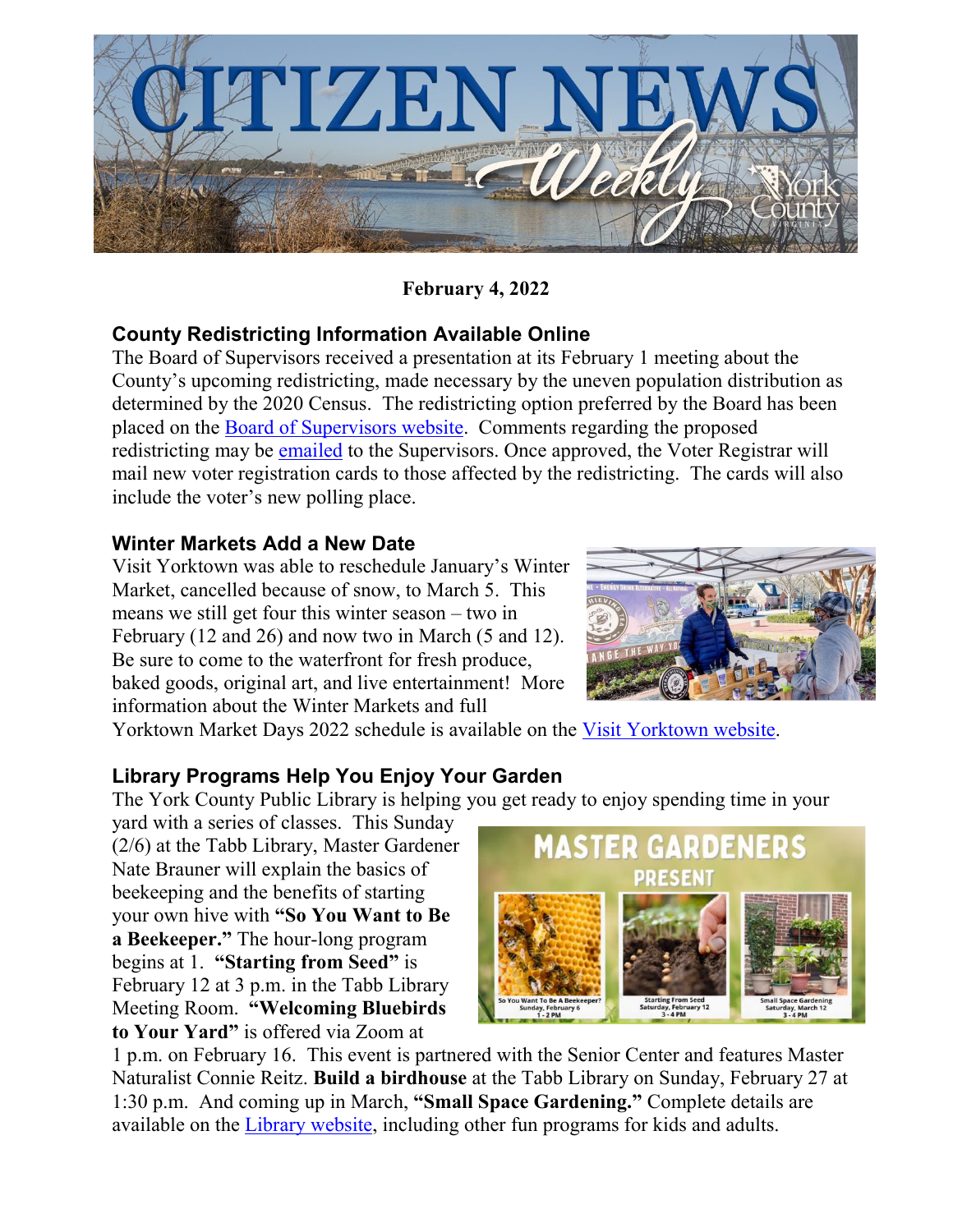# CITIZEN NEWS Weekly

**February 4, 2022**

## County Redistricting Information Available Online

The Board of Supervisors received a presentation at its February 1 meeting about the County's upcoming redistricting, made necessary by the uneven population distribution as determined by the 2020 Census. The redistricting option preferred by the Board has been placed on the Board of Supervisors website. Comments regarding the proposed redistricting may be emailed to the Supervisors. Once approved, the Voter Registrar will mail new voter registration cards to those affected by the redistricting. The cards will also include the voter's new polling place.

## Winter Markets Add a New Date

Visit Yorktown was able to reschedule January's Winter Market, cancelled because of snow, to March 5. This means we still get four this winter season – two in February (12 and 26) and now two in March (5 and 12). Be sure to come to the waterfront for fresh produce, baked goods, original art, and live entertainment! More information about the Winter Markets and full Yorktown Market Days 2022 schedule is available on the Visit Yorktown website.

## Library Programs Help You Enjoy Your Garden

The York County Public Library is helping you get ready to enjoy spending time in your yard with a series of classes. This Sunday (2/6) at the Tabb Library, Master Gardener Nate Brauner will explain the basics of beekeeping and the benefits of starting your own hive with **"So You Want to Be a Beekeeper."** The hour-long program begins at 1. **"Starting from Seed"** is February 12 at 3 p.m. in the Tabb Library Meeting Room. **"Welcoming Bluebirds to Your Yard"** is offered via Zoom at 1 p.m. on February 16. This event is partnered with the Senior Center and features Master Naturalist Connie Reitz. **Build a birdhouse** at the Tabb Library on Sunday, February 27 at 1:30 p.m. And coming up in March, **"Small Space Gardening."** Complete details are available on the Library website, including other fun programs for kids and adults.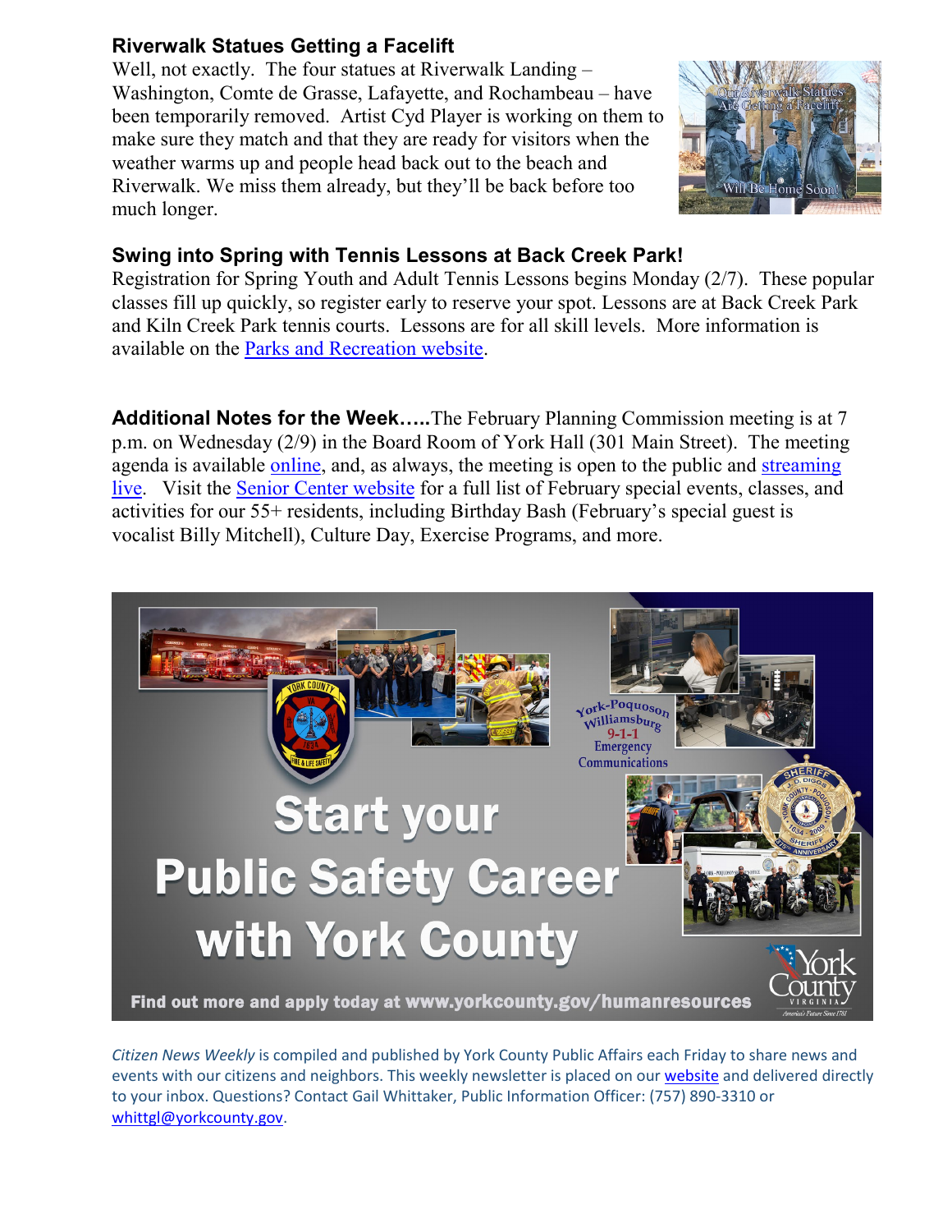## Riverwalk Statues Getting a Facelift

Well, not exactly. The four statues at Riverwalk Landing – Washington, Comte de Grasse, Lafayette, and Rochambeau – have been temporarily removed. Artist Cyd Player is working on them to make sure they match and that they are ready for visitors when the weather warms up and people head back out to the beach and Riverwalk. We miss them already, but they'll be back before too much longer.

## Swing into Spring with Tennis Lessons at Back Creek Park!

Registration for Spring Youth and Adult Tennis Lessons begins Monday (2/7). These popular classes fill up quickly, so register early to reserve your spot. Lessons are at Back Creek Park and Kiln Creek Park tennis courts. Lessons are for all skill levels. More information is available on the Parks and Recreation website.

**Additional Notes for the Week…..** The February Planning Commission meeting is at 7 p.m. on Wednesday (2/9) in the Board Room of York Hall (301 Main Street). The meeting agenda is available online, and, as always, the meeting is open to the public and streaming live. Visit the Senior Center website for a full list of February special events, classes, and activities for our 55+ residents, including Birthday Bash (February's special guest is vocalist Billy Mitchell), Culture Day, Exercise Programs, and more.

*Citizen News Weekly* is compiled and published by York County Public Affairs each Friday to share news and events with our citizens and neighbors. This weekly newsletter is placed on our website and delivered directly to your inbox. Questions? Contact Gail Whittaker, Public Information Officer: (757) 890-3310 or whittgl@yorkcounty.gov.